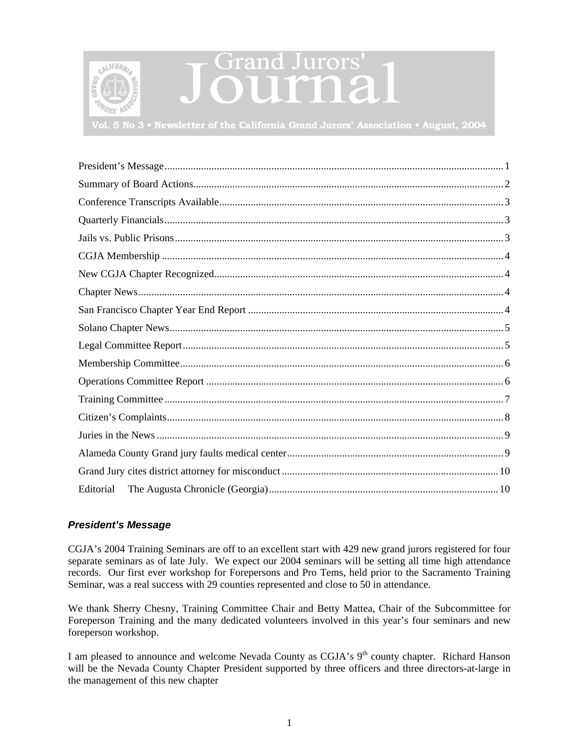# Grand Jurors' Journal

**Vol. 5 No 3 • Newsletter of the California Grand Jurors' Association • August, 2004**

- President's Message ... 1
- Summary of Board Actions ... 2
- Conference Transcripts Available ... 3
- Quarterly Financials ... 3
- Jails vs. Public Prisons ... 3
- CGJA Membership ... 4
- New CGJA Chapter Recognized ... 4
- Chapter News ... 4
- San Francisco Chapter Year End Report ... 4
- Solano Chapter News ... 5
- Legal Committee Report ... 5
- Membership Committee ... 6
- Operations Committee Report ... 6
- Training Committee ... 7
- Citizen's Complaints ... 8
- Juries in the News ... 9
- Alameda County Grand jury faults medical center ... 9
- Grand Jury cites district attorney for misconduct ... 10
- Editorial The Augusta Chronicle (Georgia) ... 10

## *President's Message*

CGJA's 2004 Training Seminars are off to an excellent start with 429 new grand jurors registered for four separate seminars as of late July. We expect our 2004 seminars will be setting all time high attendance records. Our first ever workshop for Forepersons and Pro Tems, held prior to the Sacramento Training Seminar, was a real success with 29 counties represented and close to 50 in attendance.

We thank Sherry Chesny, Training Committee Chair and Betty Mattea, Chair of the Subcommittee for Foreperson Training and the many dedicated volunteers involved in this year's four seminars and new foreperson workshop.

I am pleased to announce and welcome Nevada County as CGJA's 9th county chapter. Richard Hanson will be the Nevada County Chapter President supported by three officers and three directors-at-large in the management of this new chapter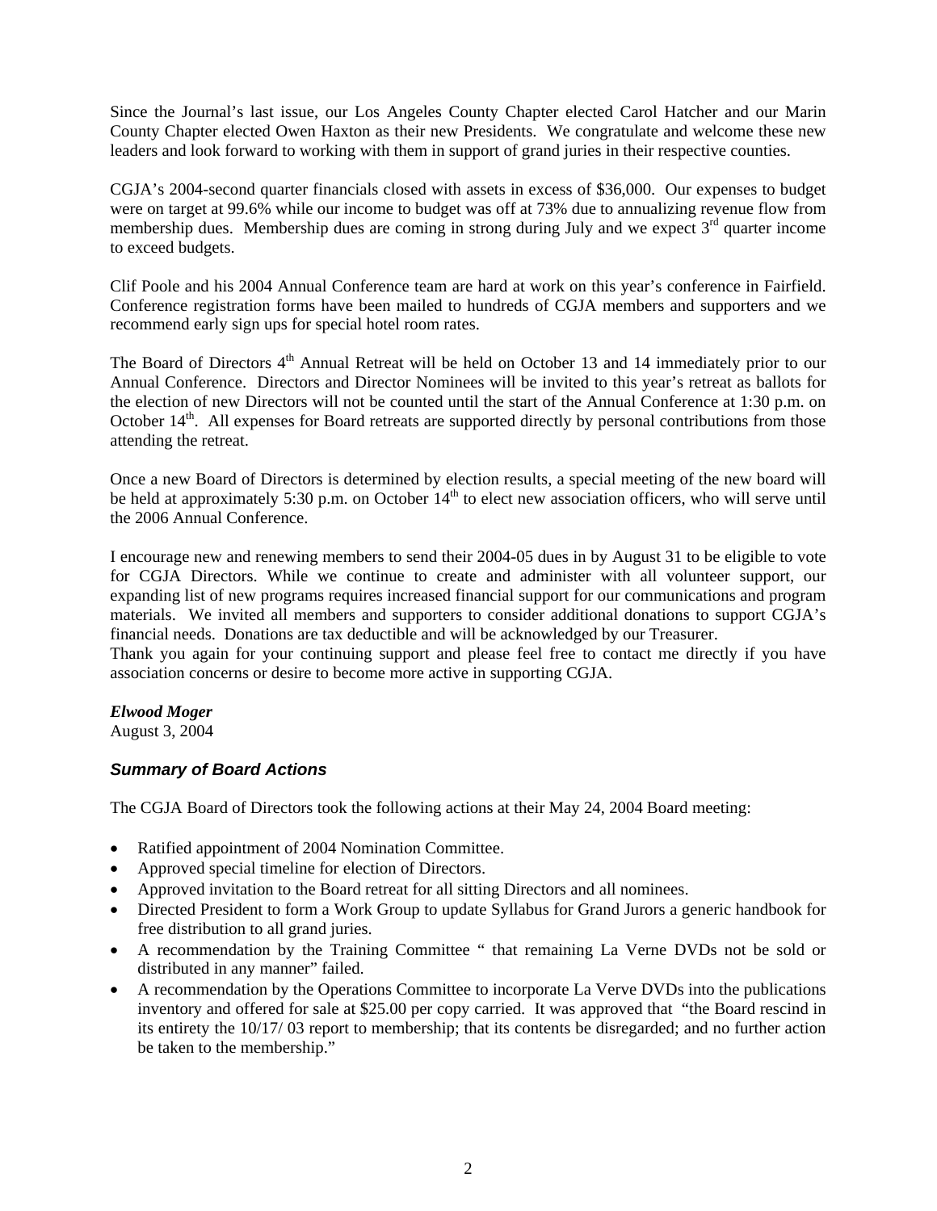Since the Journal's last issue, our Los Angeles County Chapter elected Carol Hatcher and our Marin County Chapter elected Owen Haxton as their new Presidents. We congratulate and welcome these new leaders and look forward to working with them in support of grand juries in their respective counties.

CGJA's 2004-second quarter financials closed with assets in excess of $36,000. Our expenses to budget were on target at 99.6% while our income to budget was off at 73% due to annualizing revenue flow from membership dues. Membership dues are coming in strong during July and we expect 3rd quarter income to exceed budgets.

Clif Poole and his 2004 Annual Conference team are hard at work on this year's conference in Fairfield. Conference registration forms have been mailed to hundreds of CGJA members and supporters and we recommend early sign ups for special hotel room rates.

The Board of Directors 4th Annual Retreat will be held on October 13 and 14 immediately prior to our Annual Conference. Directors and Director Nominees will be invited to this year's retreat as ballots for the election of new Directors will not be counted until the start of the Annual Conference at 1:30 p.m. on October 14th. All expenses for Board retreats are supported directly by personal contributions from those attending the retreat.

Once a new Board of Directors is determined by election results, a special meeting of the new board will be held at approximately 5:30 p.m. on October 14th to elect new association officers, who will serve until the 2006 Annual Conference.

I encourage new and renewing members to send their 2004-05 dues in by August 31 to be eligible to vote for CGJA Directors. While we continue to create and administer with all volunteer support, our expanding list of new programs requires increased financial support for our communications and program materials. We invited all members and supporters to consider additional donations to support CGJA's financial needs. Donations are tax deductible and will be acknowledged by our Treasurer.
Thank you again for your continuing support and please feel free to contact me directly if you have association concerns or desire to become more active in supporting CGJA.

***Elwood Moger***
August 3, 2004

### *Summary of Board Actions*

The CGJA Board of Directors took the following actions at their May 24, 2004 Board meeting:

- Ratified appointment of 2004 Nomination Committee.
- Approved special timeline for election of Directors.
- Approved invitation to the Board retreat for all sitting Directors and all nominees.
- Directed President to form a Work Group to update Syllabus for Grand Jurors a generic handbook for free distribution to all grand juries.
- A recommendation by the Training Committee " that remaining La Verne DVDs not be sold or distributed in any manner" failed.
- A recommendation by the Operations Committee to incorporate La Verve DVDs into the publications inventory and offered for sale at $25.00 per copy carried. It was approved that "the Board rescind in its entirety the 10/17/ 03 report to membership; that its contents be disregarded; and no further action be taken to the membership."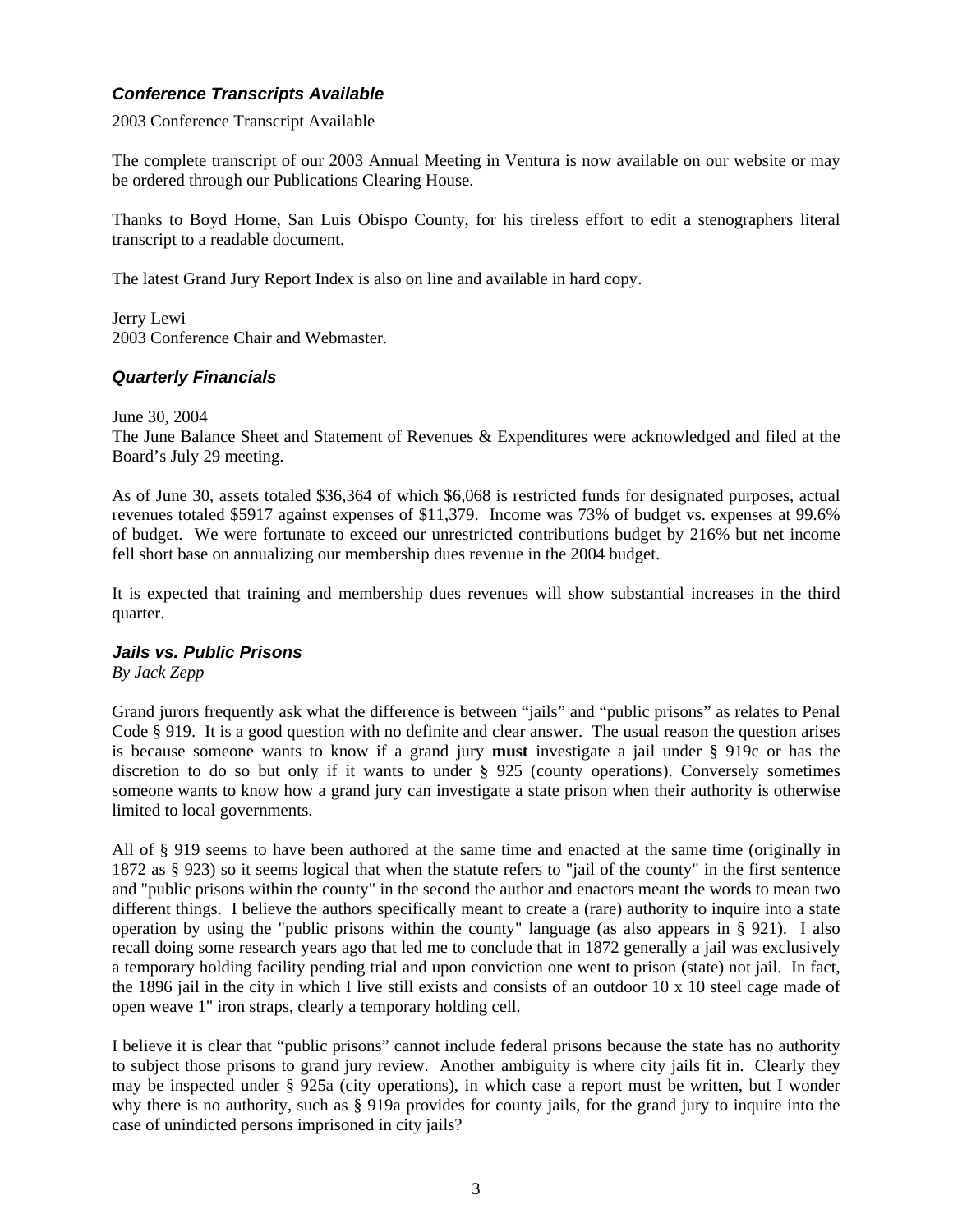### *Conference Transcripts Available*

2003 Conference Transcript Available

The complete transcript of our 2003 Annual Meeting in Ventura is now available on our website or may be ordered through our Publications Clearing House.

Thanks to Boyd Horne, San Luis Obispo County, for his tireless effort to edit a stenographers literal transcript to a readable document.

The latest Grand Jury Report Index is also on line and available in hard copy.

Jerry Lewi
2003 Conference Chair and Webmaster.

### *Quarterly Financials*

June 30, 2004
The June Balance Sheet and Statement of Revenues & Expenditures were acknowledged and filed at the Board's July 29 meeting.

As of June 30, assets totaled $36,364 of which $6,068 is restricted funds for designated purposes, actual revenues totaled $5917 against expenses of $11,379. Income was 73% of budget vs. expenses at 99.6% of budget. We were fortunate to exceed our unrestricted contributions budget by 216% but net income fell short base on annualizing our membership dues revenue in the 2004 budget.

It is expected that training and membership dues revenues will show substantial increases in the third quarter.

### *Jails vs. Public Prisons*

*By Jack Zepp*

Grand jurors frequently ask what the difference is between "jails" and "public prisons" as relates to Penal Code § 919. It is a good question with no definite and clear answer. The usual reason the question arises is because someone wants to know if a grand jury **must** investigate a jail under § 919c or has the discretion to do so but only if it wants to under § 925 (county operations). Conversely sometimes someone wants to know how a grand jury can investigate a state prison when their authority is otherwise limited to local governments.

All of § 919 seems to have been authored at the same time and enacted at the same time (originally in 1872 as § 923) so it seems logical that when the statute refers to "jail of the county" in the first sentence and "public prisons within the county" in the second the author and enactors meant the words to mean two different things. I believe the authors specifically meant to create a (rare) authority to inquire into a state operation by using the "public prisons within the county" language (as also appears in § 921). I also recall doing some research years ago that led me to conclude that in 1872 generally a jail was exclusively a temporary holding facility pending trial and upon conviction one went to prison (state) not jail. In fact, the 1896 jail in the city in which I live still exists and consists of an outdoor 10 x 10 steel cage made of open weave 1" iron straps, clearly a temporary holding cell.

I believe it is clear that "public prisons" cannot include federal prisons because the state has no authority to subject those prisons to grand jury review. Another ambiguity is where city jails fit in. Clearly they may be inspected under § 925a (city operations), in which case a report must be written, but I wonder why there is no authority, such as § 919a provides for county jails, for the grand jury to inquire into the case of unindicted persons imprisoned in city jails?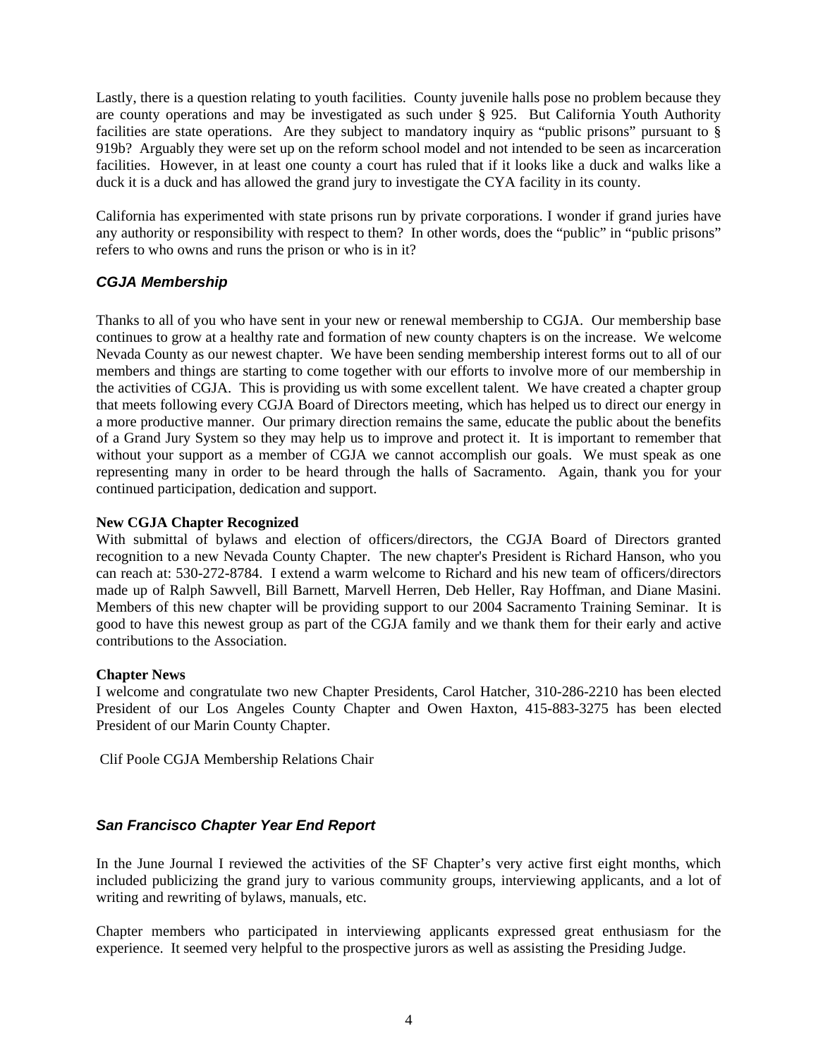Lastly, there is a question relating to youth facilities. County juvenile halls pose no problem because they are county operations and may be investigated as such under § 925. But California Youth Authority facilities are state operations. Are they subject to mandatory inquiry as "public prisons" pursuant to § 919b? Arguably they were set up on the reform school model and not intended to be seen as incarceration facilities. However, in at least one county a court has ruled that if it looks like a duck and walks like a duck it is a duck and has allowed the grand jury to investigate the CYA facility in its county.

California has experimented with state prisons run by private corporations. I wonder if grand juries have any authority or responsibility with respect to them? In other words, does the "public" in "public prisons" refers to who owns and runs the prison or who is in it?

## *CGJA Membership*

Thanks to all of you who have sent in your new or renewal membership to CGJA. Our membership base continues to grow at a healthy rate and formation of new county chapters is on the increase. We welcome Nevada County as our newest chapter. We have been sending membership interest forms out to all of our members and things are starting to come together with our efforts to involve more of our membership in the activities of CGJA. This is providing us with some excellent talent. We have created a chapter group that meets following every CGJA Board of Directors meeting, which has helped us to direct our energy in a more productive manner. Our primary direction remains the same, educate the public about the benefits of a Grand Jury System so they may help us to improve and protect it. It is important to remember that without your support as a member of CGJA we cannot accomplish our goals. We must speak as one representing many in order to be heard through the halls of Sacramento. Again, thank you for your continued participation, dedication and support.

**New CGJA Chapter Recognized**

With submittal of bylaws and election of officers/directors, the CGJA Board of Directors granted recognition to a new Nevada County Chapter. The new chapter's President is Richard Hanson, who you can reach at: 530-272-8784. I extend a warm welcome to Richard and his new team of officers/directors made up of Ralph Sawvell, Bill Barnett, Marvell Herren, Deb Heller, Ray Hoffman, and Diane Masini. Members of this new chapter will be providing support to our 2004 Sacramento Training Seminar. It is good to have this newest group as part of the CGJA family and we thank them for their early and active contributions to the Association.

**Chapter News**

I welcome and congratulate two new Chapter Presidents, Carol Hatcher, 310-286-2210 has been elected President of our Los Angeles County Chapter and Owen Haxton, 415-883-3275 has been elected President of our Marin County Chapter.

Clif Poole CGJA Membership Relations Chair

## *San Francisco Chapter Year End Report*

In the June Journal I reviewed the activities of the SF Chapter's very active first eight months, which included publicizing the grand jury to various community groups, interviewing applicants, and a lot of writing and rewriting of bylaws, manuals, etc.

Chapter members who participated in interviewing applicants expressed great enthusiasm for the experience. It seemed very helpful to the prospective jurors as well as assisting the Presiding Judge.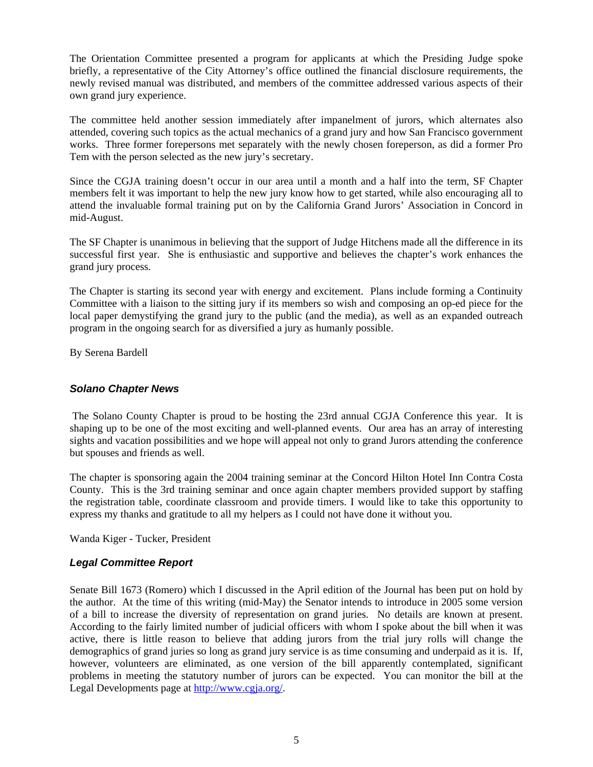The Orientation Committee presented a program for applicants at which the Presiding Judge spoke briefly, a representative of the City Attorney's office outlined the financial disclosure requirements, the newly revised manual was distributed, and members of the committee addressed various aspects of their own grand jury experience.

The committee held another session immediately after impanelment of jurors, which alternates also attended, covering such topics as the actual mechanics of a grand jury and how San Francisco government works. Three former forepersons met separately with the newly chosen foreperson, as did a former Pro Tem with the person selected as the new jury's secretary.

Since the CGJA training doesn't occur in our area until a month and a half into the term, SF Chapter members felt it was important to help the new jury know how to get started, while also encouraging all to attend the invaluable formal training put on by the California Grand Jurors' Association in Concord in mid-August.

The SF Chapter is unanimous in believing that the support of Judge Hitchens made all the difference in its successful first year. She is enthusiastic and supportive and believes the chapter's work enhances the grand jury process.

The Chapter is starting its second year with energy and excitement. Plans include forming a Continuity Committee with a liaison to the sitting jury if its members so wish and composing an op-ed piece for the local paper demystifying the grand jury to the public (and the media), as well as an expanded outreach program in the ongoing search for as diversified a jury as humanly possible.

By Serena Bardell

### *Solano Chapter News*

The Solano County Chapter is proud to be hosting the 23rd annual CGJA Conference this year. It is shaping up to be one of the most exciting and well-planned events. Our area has an array of interesting sights and vacation possibilities and we hope will appeal not only to grand Jurors attending the conference but spouses and friends as well.

The chapter is sponsoring again the 2004 training seminar at the Concord Hilton Hotel Inn Contra Costa County. This is the 3rd training seminar and once again chapter members provided support by staffing the registration table, coordinate classroom and provide timers. I would like to take this opportunity to express my thanks and gratitude to all my helpers as I could not have done it without you.

Wanda Kiger - Tucker, President

### *Legal Committee Report*

Senate Bill 1673 (Romero) which I discussed in the April edition of the Journal has been put on hold by the author. At the time of this writing (mid-May) the Senator intends to introduce in 2005 some version of a bill to increase the diversity of representation on grand juries. No details are known at present. According to the fairly limited number of judicial officers with whom I spoke about the bill when it was active, there is little reason to believe that adding jurors from the trial jury rolls will change the demographics of grand juries so long as grand jury service is as time consuming and underpaid as it is. If, however, volunteers are eliminated, as one version of the bill apparently contemplated, significant problems in meeting the statutory number of jurors can be expected. You can monitor the bill at the Legal Developments page at [http://www.cgja.org/](http://www.cgja.org/).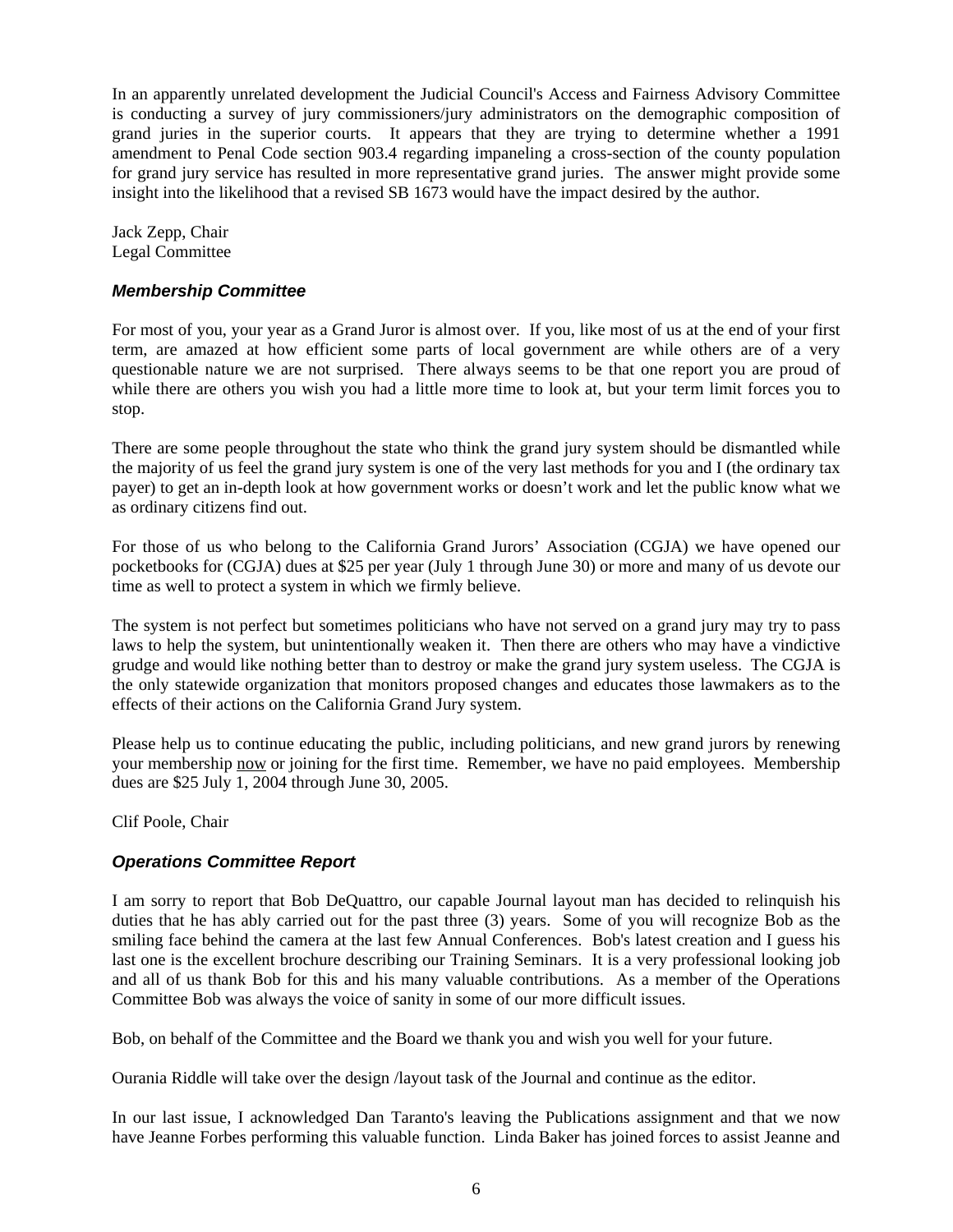In an apparently unrelated development the Judicial Council's Access and Fairness Advisory Committee is conducting a survey of jury commissioners/jury administrators on the demographic composition of grand juries in the superior courts. It appears that they are trying to determine whether a 1991 amendment to Penal Code section 903.4 regarding impaneling a cross-section of the county population for grand jury service has resulted in more representative grand juries. The answer might provide some insight into the likelihood that a revised SB 1673 would have the impact desired by the author.

Jack Zepp, Chair
Legal Committee

### *Membership Committee*

For most of you, your year as a Grand Juror is almost over. If you, like most of us at the end of your first term, are amazed at how efficient some parts of local government are while others are of a very questionable nature we are not surprised. There always seems to be that one report you are proud of while there are others you wish you had a little more time to look at, but your term limit forces you to stop.

There are some people throughout the state who think the grand jury system should be dismantled while the majority of us feel the grand jury system is one of the very last methods for you and I (the ordinary tax payer) to get an in-depth look at how government works or doesn't work and let the public know what we as ordinary citizens find out.

For those of us who belong to the California Grand Jurors' Association (CGJA) we have opened our pocketbooks for (CGJA) dues at $25 per year (July 1 through June 30) or more and many of us devote our time as well to protect a system in which we firmly believe.

The system is not perfect but sometimes politicians who have not served on a grand jury may try to pass laws to help the system, but unintentionally weaken it. Then there are others who may have a vindictive grudge and would like nothing better than to destroy or make the grand jury system useless. The CGJA is the only statewide organization that monitors proposed changes and educates those lawmakers as to the effects of their actions on the California Grand Jury system.

Please help us to continue educating the public, including politicians, and new grand jurors by renewing your membership <u>now</u> or joining for the first time. Remember, we have no paid employees. Membership dues are $25 July 1, 2004 through June 30, 2005.

Clif Poole, Chair

### *Operations Committee Report*

I am sorry to report that Bob DeQuattro, our capable Journal layout man has decided to relinquish his duties that he has ably carried out for the past three (3) years. Some of you will recognize Bob as the smiling face behind the camera at the last few Annual Conferences. Bob's latest creation and I guess his last one is the excellent brochure describing our Training Seminars. It is a very professional looking job and all of us thank Bob for this and his many valuable contributions. As a member of the Operations Committee Bob was always the voice of sanity in some of our more difficult issues.

Bob, on behalf of the Committee and the Board we thank you and wish you well for your future.

Ourania Riddle will take over the design /layout task of the Journal and continue as the editor.

In our last issue, I acknowledged Dan Taranto's leaving the Publications assignment and that we now have Jeanne Forbes performing this valuable function. Linda Baker has joined forces to assist Jeanne and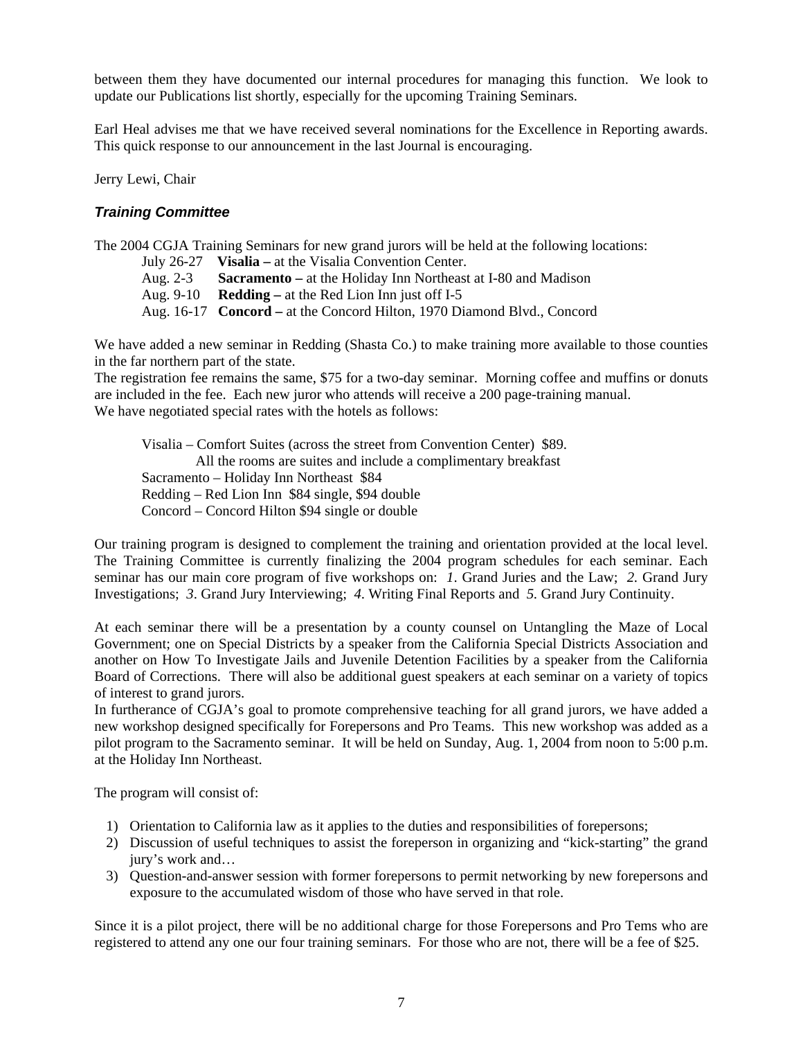between them they have documented our internal procedures for managing this function. We look to update our Publications list shortly, especially for the upcoming Training Seminars.

Earl Heal advises me that we have received several nominations for the Excellence in Reporting awards. This quick response to our announcement in the last Journal is encouraging.

Jerry Lewi, Chair

### *Training Committee*

The 2004 CGJA Training Seminars for new grand jurors will be held at the following locations:

July 26-27 **Visalia –** at the Visalia Convention Center.
Aug. 2-3 **Sacramento –** at the Holiday Inn Northeast at I-80 and Madison
Aug. 9-10 **Redding –** at the Red Lion Inn just off I-5
Aug. 16-17 **Concord –** at the Concord Hilton, 1970 Diamond Blvd., Concord

We have added a new seminar in Redding (Shasta Co.) to make training more available to those counties in the far northern part of the state.

The registration fee remains the same, $75 for a two-day seminar. Morning coffee and muffins or donuts are included in the fee. Each new juror who attends will receive a 200 page-training manual.

We have negotiated special rates with the hotels as follows:

Visalia – Comfort Suites (across the street from Convention Center) $89.
All the rooms are suites and include a complimentary breakfast
Sacramento – Holiday Inn Northeast $84
Redding – Red Lion Inn $84 single, $94 double
Concord – Concord Hilton $94 single or double

Our training program is designed to complement the training and orientation provided at the local level. The Training Committee is currently finalizing the 2004 program schedules for each seminar. Each seminar has our main core program of five workshops on: *1*. Grand Juries and the Law; *2.* Grand Jury Investigations; *3*. Grand Jury Interviewing; *4*. Writing Final Reports and *5.* Grand Jury Continuity.

At each seminar there will be a presentation by a county counsel on Untangling the Maze of Local Government; one on Special Districts by a speaker from the California Special Districts Association and another on How To Investigate Jails and Juvenile Detention Facilities by a speaker from the California Board of Corrections. There will also be additional guest speakers at each seminar on a variety of topics of interest to grand jurors.

In furtherance of CGJA's goal to promote comprehensive teaching for all grand jurors, we have added a new workshop designed specifically for Forepersons and Pro Teams. This new workshop was added as a pilot program to the Sacramento seminar. It will be held on Sunday, Aug. 1, 2004 from noon to 5:00 p.m. at the Holiday Inn Northeast.

The program will consist of:

1) Orientation to California law as it applies to the duties and responsibilities of forepersons;
2) Discussion of useful techniques to assist the foreperson in organizing and "kick-starting" the grand jury's work and…
3) Question-and-answer session with former forepersons to permit networking by new forepersons and exposure to the accumulated wisdom of those who have served in that role.

Since it is a pilot project, there will be no additional charge for those Forepersons and Pro Tems who are registered to attend any one our four training seminars. For those who are not, there will be a fee of $25.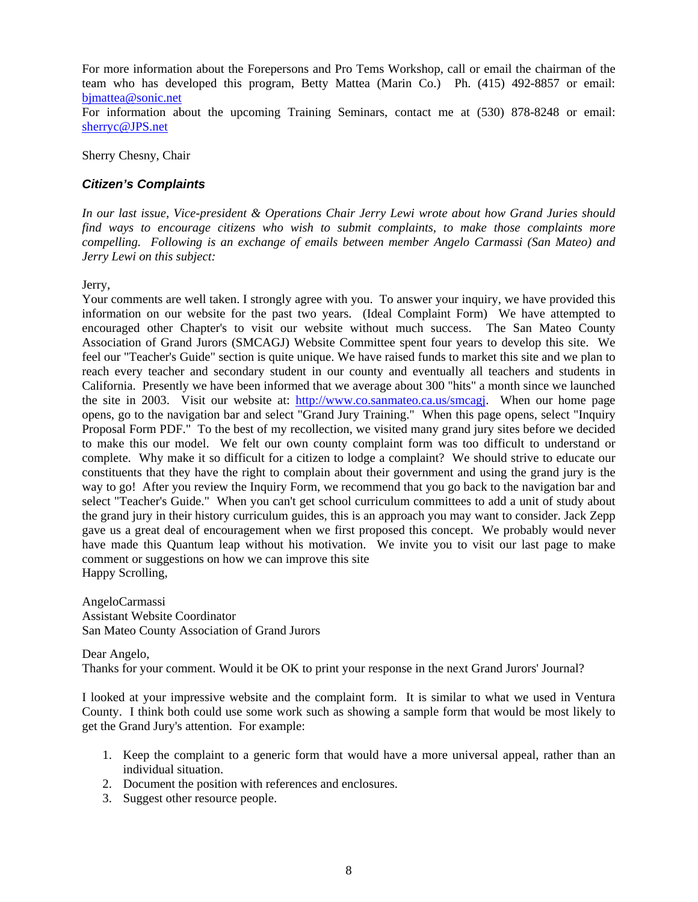For more information about the Forepersons and Pro Tems Workshop, call or email the chairman of the team who has developed this program, Betty Mattea (Marin Co.) Ph. (415) 492-8857 or email: [bjmattea@sonic.net](mailto:bjmattea@sonic.net)
For information about the upcoming Training Seminars, contact me at (530) 878-8248 or email: [sherryc@JPS.net](mailto:sherryc@JPS.net)

Sherry Chesny, Chair

### *Citizen's Complaints*

*In our last issue, Vice-president & Operations Chair Jerry Lewi wrote about how Grand Juries should find ways to encourage citizens who wish to submit complaints, to make those complaints more compelling. Following is an exchange of emails between member Angelo Carmassi (San Mateo) and Jerry Lewi on this subject:*

Jerry,
Your comments are well taken. I strongly agree with you. To answer your inquiry, we have provided this information on our website for the past two years. (Ideal Complaint Form) We have attempted to encouraged other Chapter's to visit our website without much success. The San Mateo County Association of Grand Jurors (SMCAGJ) Website Committee spent four years to develop this site. We feel our "Teacher's Guide" section is quite unique. We have raised funds to market this site and we plan to reach every teacher and secondary student in our county and eventually all teachers and students in California. Presently we have been informed that we average about 300 "hits" a month since we launched the site in 2003. Visit our website at: [http://www.co.sanmateo.ca.us/smcagj](http://www.co.sanmateo.ca.us/smcagj). When our home page opens, go to the navigation bar and select "Grand Jury Training." When this page opens, select "Inquiry Proposal Form PDF." To the best of my recollection, we visited many grand jury sites before we decided to make this our model. We felt our own county complaint form was too difficult to understand or complete. Why make it so difficult for a citizen to lodge a complaint? We should strive to educate our constituents that they have the right to complain about their government and using the grand jury is the way to go! After you review the Inquiry Form, we recommend that you go back to the navigation bar and select "Teacher's Guide." When you can't get school curriculum committees to add a unit of study about the grand jury in their history curriculum guides, this is an approach you may want to consider. Jack Zepp gave us a great deal of encouragement when we first proposed this concept. We probably would never have made this Quantum leap without his motivation. We invite you to visit our last page to make comment or suggestions on how we can improve this site
Happy Scrolling,

AngeloCarmassi
Assistant Website Coordinator
San Mateo County Association of Grand Jurors

Dear Angelo,
Thanks for your comment. Would it be OK to print your response in the next Grand Jurors' Journal?

I looked at your impressive website and the complaint form. It is similar to what we used in Ventura County. I think both could use some work such as showing a sample form that would be most likely to get the Grand Jury's attention. For example:

1. Keep the complaint to a generic form that would have a more universal appeal, rather than an individual situation.
2. Document the position with references and enclosures.
3. Suggest other resource people.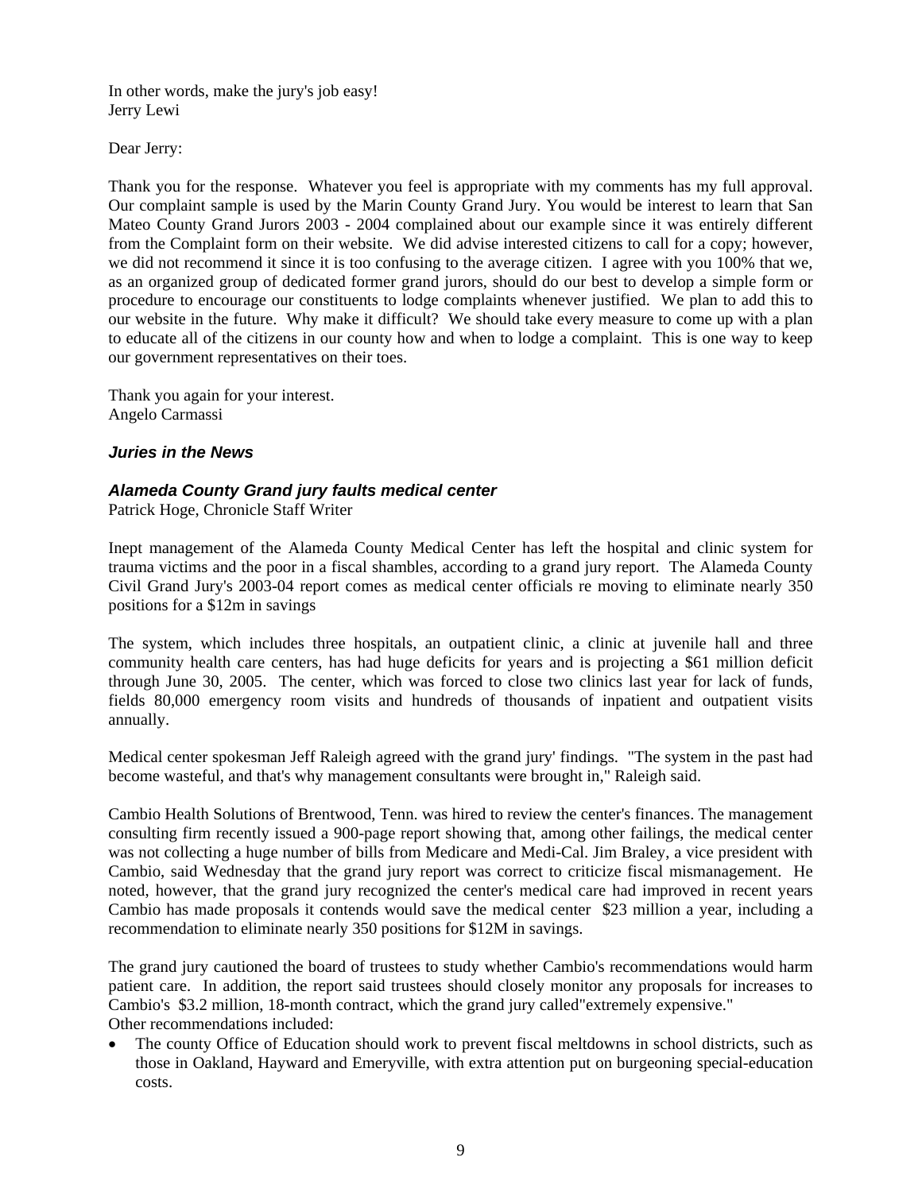In other words, make the jury's job easy!
Jerry Lewi

Dear Jerry:

Thank you for the response. Whatever you feel is appropriate with my comments has my full approval. Our complaint sample is used by the Marin County Grand Jury. You would be interest to learn that San Mateo County Grand Jurors 2003 - 2004 complained about our example since it was entirely different from the Complaint form on their website. We did advise interested citizens to call for a copy; however, we did not recommend it since it is too confusing to the average citizen. I agree with you 100% that we, as an organized group of dedicated former grand jurors, should do our best to develop a simple form or procedure to encourage our constituents to lodge complaints whenever justified. We plan to add this to our website in the future. Why make it difficult? We should take every measure to come up with a plan to educate all of the citizens in our county how and when to lodge a complaint. This is one way to keep our government representatives on their toes.

Thank you again for your interest.
Angelo Carmassi

### *Juries in the News*

### *Alameda County Grand jury faults medical center*

Patrick Hoge, Chronicle Staff Writer

Inept management of the Alameda County Medical Center has left the hospital and clinic system for trauma victims and the poor in a fiscal shambles, according to a grand jury report. The Alameda County Civil Grand Jury's 2003-04 report comes as medical center officials re moving to eliminate nearly 350 positions for a $12m in savings

The system, which includes three hospitals, an outpatient clinic, a clinic at juvenile hall and three community health care centers, has had huge deficits for years and is projecting a $61 million deficit through June 30, 2005. The center, which was forced to close two clinics last year for lack of funds, fields 80,000 emergency room visits and hundreds of thousands of inpatient and outpatient visits annually.

Medical center spokesman Jeff Raleigh agreed with the grand jury' findings. "The system in the past had become wasteful, and that's why management consultants were brought in," Raleigh said.

Cambio Health Solutions of Brentwood, Tenn. was hired to review the center's finances. The management consulting firm recently issued a 900-page report showing that, among other failings, the medical center was not collecting a huge number of bills from Medicare and Medi-Cal. Jim Braley, a vice president with Cambio, said Wednesday that the grand jury report was correct to criticize fiscal mismanagement. He noted, however, that the grand jury recognized the center's medical care had improved in recent years Cambio has made proposals it contends would save the medical center $23 million a year, including a recommendation to eliminate nearly 350 positions for $12M in savings.

The grand jury cautioned the board of trustees to study whether Cambio's recommendations would harm patient care. In addition, the report said trustees should closely monitor any proposals for increases to Cambio's $3.2 million, 18-month contract, which the grand jury called"extremely expensive."
Other recommendations included:

- The county Office of Education should work to prevent fiscal meltdowns in school districts, such as those in Oakland, Hayward and Emeryville, with extra attention put on burgeoning special-education costs.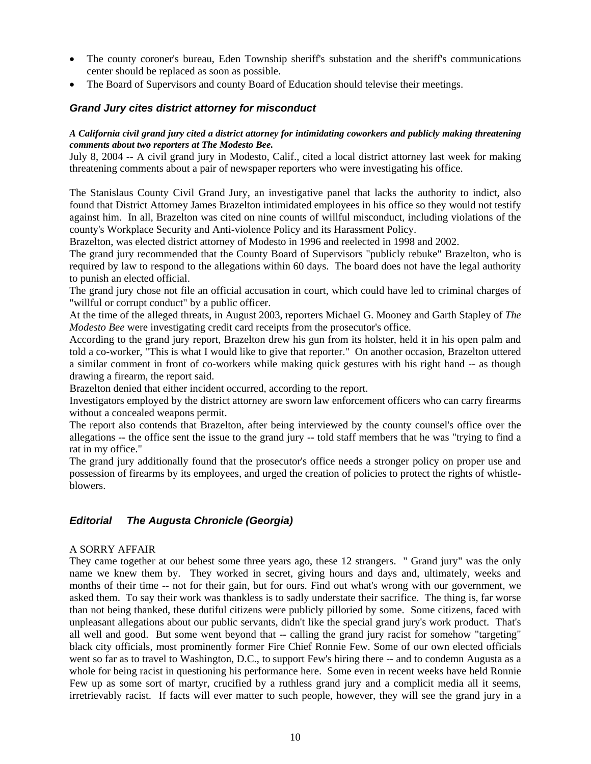- The county coroner's bureau, Eden Township sheriff's substation and the sheriff's communications center should be replaced as soon as possible.
- The Board of Supervisors and county Board of Education should televise their meetings.

### *Grand Jury cites district attorney for misconduct*

***A California civil grand jury cited a district attorney for intimidating coworkers and publicly making threatening comments about two reporters at The Modesto Bee.***

July 8, 2004 -- A civil grand jury in Modesto, Calif., cited a local district attorney last week for making threatening comments about a pair of newspaper reporters who were investigating his office.

The Stanislaus County Civil Grand Jury, an investigative panel that lacks the authority to indict, also found that District Attorney James Brazelton intimidated employees in his office so they would not testify against him. In all, Brazelton was cited on nine counts of willful misconduct, including violations of the county's Workplace Security and Anti-violence Policy and its Harassment Policy.

Brazelton, was elected district attorney of Modesto in 1996 and reelected in 1998 and 2002.

The grand jury recommended that the County Board of Supervisors "publicly rebuke" Brazelton, who is required by law to respond to the allegations within 60 days. The board does not have the legal authority to punish an elected official.

The grand jury chose not file an official accusation in court, which could have led to criminal charges of "willful or corrupt conduct" by a public officer.

At the time of the alleged threats, in August 2003, reporters Michael G. Mooney and Garth Stapley of *The Modesto Bee* were investigating credit card receipts from the prosecutor's office.

According to the grand jury report, Brazelton drew his gun from its holster, held it in his open palm and told a co-worker, "This is what I would like to give that reporter." On another occasion, Brazelton uttered a similar comment in front of co-workers while making quick gestures with his right hand -- as though drawing a firearm, the report said.

Brazelton denied that either incident occurred, according to the report.

Investigators employed by the district attorney are sworn law enforcement officers who can carry firearms without a concealed weapons permit.

The report also contends that Brazelton, after being interviewed by the county counsel's office over the allegations -- the office sent the issue to the grand jury -- told staff members that he was "trying to find a rat in my office."

The grand jury additionally found that the prosecutor's office needs a stronger policy on proper use and possession of firearms by its employees, and urged the creation of policies to protect the rights of whistle-blowers.

### *Editorial The Augusta Chronicle (Georgia)*

A SORRY AFFAIR

They came together at our behest some three years ago, these 12 strangers. " Grand jury" was the only name we knew them by. They worked in secret, giving hours and days and, ultimately, weeks and months of their time -- not for their gain, but for ours. Find out what's wrong with our government, we asked them. To say their work was thankless is to sadly understate their sacrifice. The thing is, far worse than not being thanked, these dutiful citizens were publicly pilloried by some. Some citizens, faced with unpleasant allegations about our public servants, didn't like the special grand jury's work product. That's all well and good. But some went beyond that -- calling the grand jury racist for somehow "targeting" black city officials, most prominently former Fire Chief Ronnie Few. Some of our own elected officials went so far as to travel to Washington, D.C., to support Few's hiring there -- and to condemn Augusta as a whole for being racist in questioning his performance here. Some even in recent weeks have held Ronnie Few up as some sort of martyr, crucified by a ruthless grand jury and a complicit media all it seems, irretrievably racist. If facts will ever matter to such people, however, they will see the grand jury in a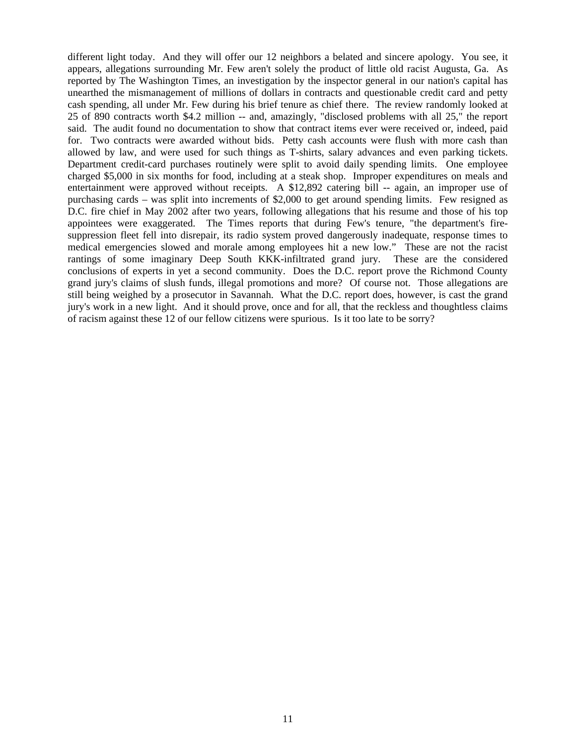different light today. And they will offer our 12 neighbors a belated and sincere apology. You see, it appears, allegations surrounding Mr. Few aren't solely the product of little old racist Augusta, Ga. As reported by The Washington Times, an investigation by the inspector general in our nation's capital has unearthed the mismanagement of millions of dollars in contracts and questionable credit card and petty cash spending, all under Mr. Few during his brief tenure as chief there. The review randomly looked at 25 of 890 contracts worth \$4.2 million -- and, amazingly, "disclosed problems with all 25," the report said. The audit found no documentation to show that contract items ever were received or, indeed, paid for. Two contracts were awarded without bids. Petty cash accounts were flush with more cash than allowed by law, and were used for such things as T-shirts, salary advances and even parking tickets. Department credit-card purchases routinely were split to avoid daily spending limits. One employee charged \$5,000 in six months for food, including at a steak shop. Improper expenditures on meals and entertainment were approved without receipts. A \$12,892 catering bill -- again, an improper use of purchasing cards – was split into increments of \$2,000 to get around spending limits. Few resigned as D.C. fire chief in May 2002 after two years, following allegations that his resume and those of his top appointees were exaggerated. The Times reports that during Few's tenure, "the department's fire-suppression fleet fell into disrepair, its radio system proved dangerously inadequate, response times to medical emergencies slowed and morale among employees hit a new low." These are not the racist rantings of some imaginary Deep South KKK-infiltrated grand jury. These are the considered conclusions of experts in yet a second community. Does the D.C. report prove the Richmond County grand jury's claims of slush funds, illegal promotions and more? Of course not. Those allegations are still being weighed by a prosecutor in Savannah. What the D.C. report does, however, is cast the grand jury's work in a new light. And it should prove, once and for all, that the reckless and thoughtless claims of racism against these 12 of our fellow citizens were spurious. Is it too late to be sorry?